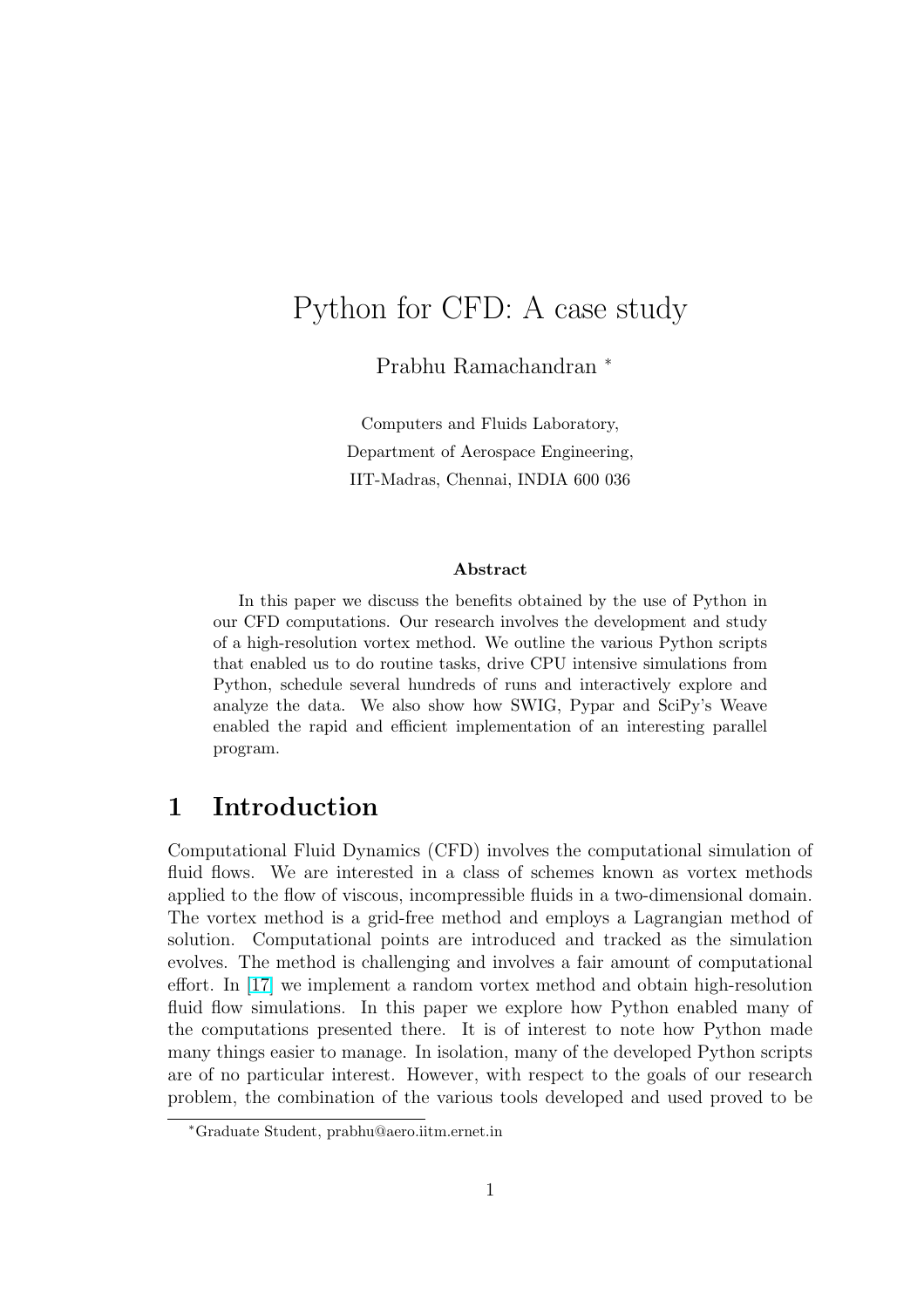# Python for CFD: A case study

Prabhu Ramachandran [*]

Computers and Fluids Laboratory,
Department of Aerospace Engineering,
IIT-Madras, Chennai, INDIA 600 036

**Abstract**

In this paper we discuss the benefits obtained by the use of Python in our CFD computations. Our research involves the development and study of a high-resolution vortex method. We outline the various Python scripts that enabled us to do routine tasks, drive CPU intensive simulations from Python, schedule several hundreds of runs and interactively explore and analyze the data. We also show how SWIG, Pypar and SciPy's Weave enabled the rapid and efficient implementation of an interesting parallel program.

## 1 Introduction

Computational Fluid Dynamics (CFD) involves the computational simulation of fluid flows. We are interested in a class of schemes known as vortex methods applied to the flow of viscous, incompressible fluids in a two-dimensional domain. The vortex method is a grid-free method and employs a Lagrangian method of solution. Computational points are introduced and tracked as the simulation evolves. The method is challenging and involves a fair amount of computational effort. In [17] we implement a random vortex method and obtain high-resolution fluid flow simulations. In this paper we explore how Python enabled many of the computations presented there. It is of interest to note how Python made many things easier to manage. In isolation, many of the developed Python scripts are of no particular interest. However, with respect to the goals of our research problem, the combination of the various tools developed and used proved to be

[*] Graduate Student, prabhu@aero.iitm.ernet.in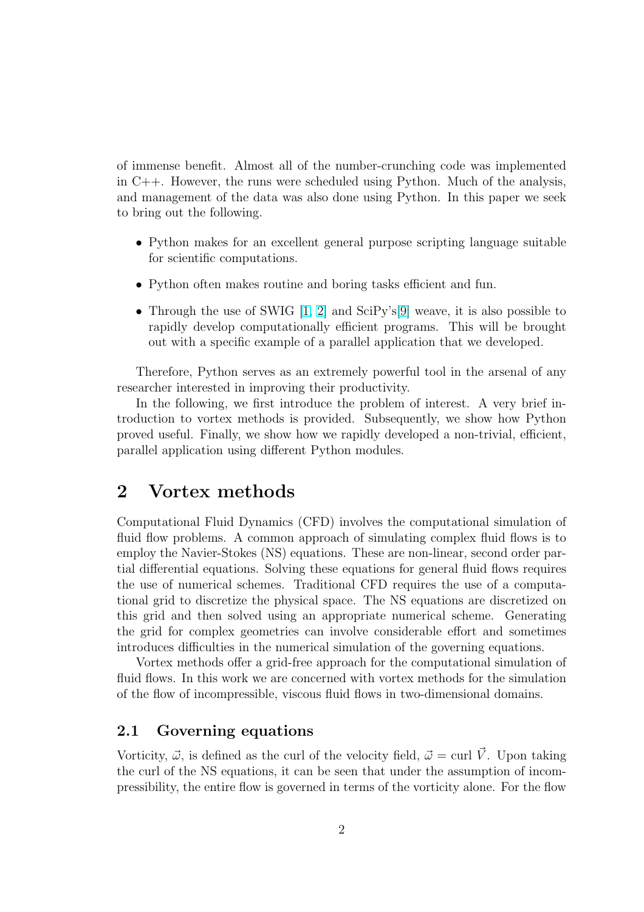of immense benefit. Almost all of the number-crunching code was implemented in C++. However, the runs were scheduled using Python. Much of the analysis, and management of the data was also done using Python. In this paper we seek to bring out the following.

- Python makes for an excellent general purpose scripting language suitable for scientific computations.
- Python often makes routine and boring tasks efficient and fun.
- Through the use of SWIG [1, 2] and SciPy's[9] weave, it is also possible to rapidly develop computationally efficient programs. This will be brought out with a specific example of a parallel application that we developed.

Therefore, Python serves as an extremely powerful tool in the arsenal of any researcher interested in improving their productivity.

In the following, we first introduce the problem of interest. A very brief introduction to vortex methods is provided. Subsequently, we show how Python proved useful. Finally, we show how we rapidly developed a non-trivial, efficient, parallel application using different Python modules.

# 2 Vortex methods

Computational Fluid Dynamics (CFD) involves the computational simulation of fluid flow problems. A common approach of simulating complex fluid flows is to employ the Navier-Stokes (NS) equations. These are non-linear, second order partial differential equations. Solving these equations for general fluid flows requires the use of numerical schemes. Traditional CFD requires the use of a computational grid to discretize the physical space. The NS equations are discretized on this grid and then solved using an appropriate numerical scheme. Generating the grid for complex geometries can involve considerable effort and sometimes introduces difficulties in the numerical simulation of the governing equations.

Vortex methods offer a grid-free approach for the computational simulation of fluid flows. In this work we are concerned with vortex methods for the simulation of the flow of incompressible, viscous fluid flows in two-dimensional domains.

## 2.1 Governing equations

Vorticity, $\vec{\omega}$, is defined as the curl of the velocity field, $\vec{\omega} = \text{curl } \vec{V}$. Upon taking the curl of the NS equations, it can be seen that under the assumption of incompressibility, the entire flow is governed in terms of the vorticity alone. For the flow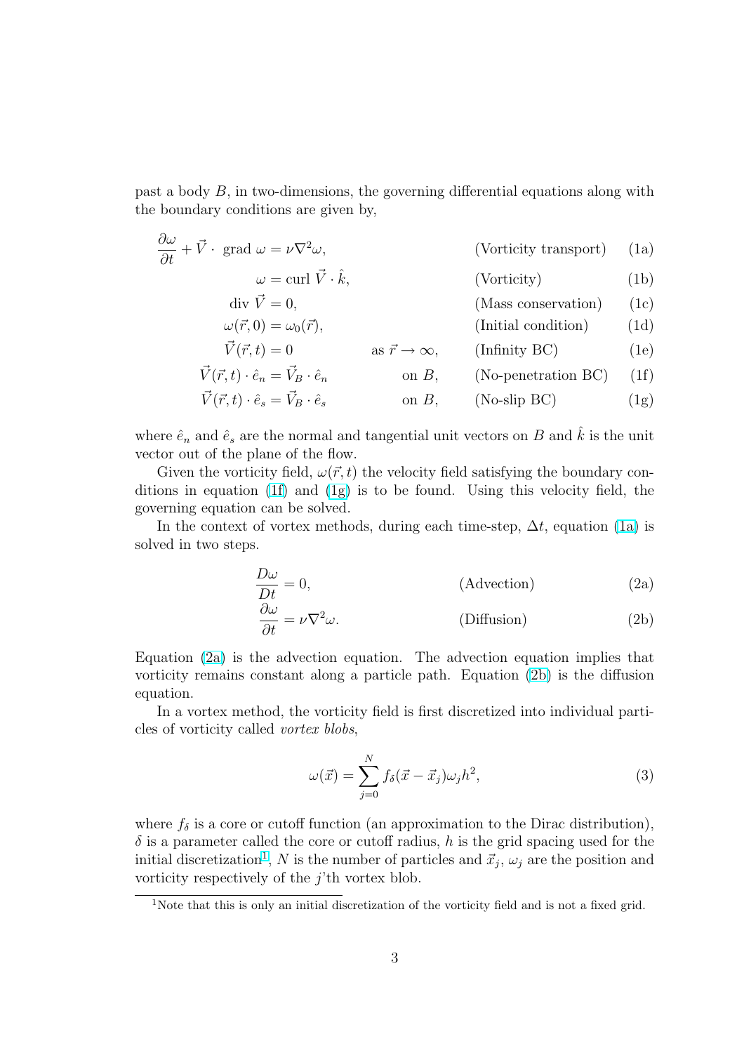past a body $B$, in two-dimensions, the governing differential equations along with the boundary conditions are given by,

$$\frac{\partial \omega}{\partial t} + \vec{V} \cdot \text{ grad } \omega = \nu \nabla^2 \omega, \qquad \text{(Vorticity transport)} \tag{1a}$$

$$\omega = \text{curl } \vec{V} \cdot \hat{k}, \qquad \text{(Vorticity)} \tag{1b}$$

$$\text{div } \vec{V} = 0, \qquad \text{(Mass conservation)} \tag{1c}$$

$$\omega(\vec{r}, 0) = \omega_0(\vec{r}), \qquad \text{(Initial condition)} \tag{1d}$$

$$\vec{V}(\vec{r}, t) = 0 \qquad \text{as } \vec{r} \to \infty, \qquad \text{(Infinity BC)} \tag{1e}$$

$$\vec{V}(\vec{r}, t) \cdot \hat{e}_n = \vec{V}_B \cdot \hat{e}_n \qquad \text{on } B, \qquad \text{(No-penetration BC)} \tag{1f}$$

$$\vec{V}(\vec{r}, t) \cdot \hat{e}_s = \vec{V}_B \cdot \hat{e}_s \qquad \text{on } B, \qquad \text{(No-slip BC)} \tag{1g}$$

where $\hat{e}_n$ and $\hat{e}_s$ are the normal and tangential unit vectors on $B$ and $\hat{k}$ is the unit vector out of the plane of the flow.

Given the vorticity field, $\omega(\vec{r}, t)$ the velocity field satisfying the boundary conditions in equation (1f) and (1g) is to be found. Using this velocity field, the governing equation can be solved.

In the context of vortex methods, during each time-step, $\Delta t$, equation (1a) is solved in two steps.

$$\frac{D\omega}{Dt} = 0, \qquad \text{(Advection)} \tag{2a}$$

$$\frac{\partial \omega}{\partial t} = \nu \nabla^2 \omega. \qquad \text{(Diffusion)} \tag{2b}$$

Equation (2a) is the advection equation. The advection equation implies that vorticity remains constant along a particle path. Equation (2b) is the diffusion equation.

In a vortex method, the vorticity field is first discretized into individual particles of vorticity called *vortex blobs*,

$$\omega(\vec{x}) = \sum_{j=0}^{N} f_\delta(\vec{x} - \vec{x}_j)\omega_j h^2, \tag{3}$$

where $f_\delta$ is a core or cutoff function (an approximation to the Dirac distribution), $\delta$ is a parameter called the core or cutoff radius, $h$ is the grid spacing used for the initial discretization[1], $N$ is the number of particles and $\vec{x}_j$, $\omega_j$ are the position and vorticity respectively of the $j$'th vortex blob.

[1] Note that this is only an initial discretization of the vorticity field and is not a fixed grid.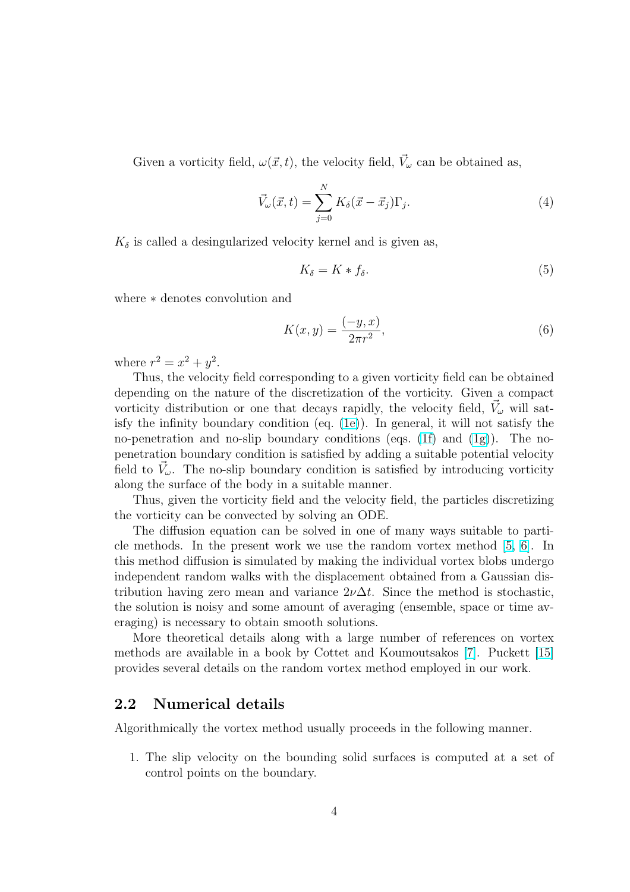Given a vorticity field, $\omega(\vec{x}, t)$, the velocity field, $\vec{V}_\omega$ can be obtained as,

$$\vec{V}_\omega(\vec{x}, t) = \sum_{j=0}^{N} K_\delta(\vec{x} - \vec{x}_j)\Gamma_j. \tag{4}$$

$K_\delta$ is called a desingularized velocity kernel and is given as,

$$K_\delta = K * f_\delta. \tag{5}$$

where $*$ denotes convolution and

$$K(x, y) = \frac{(-y, x)}{2\pi r^2}, \tag{6}$$

where $r^2 = x^2 + y^2$.

Thus, the velocity field corresponding to a given vorticity field can be obtained depending on the nature of the discretization of the vorticity. Given a compact vorticity distribution or one that decays rapidly, the velocity field, $\vec{V}_\omega$ will satisfy the infinity boundary condition (eq. (1e)). In general, it will not satisfy the no-penetration and no-slip boundary conditions (eqs. (1f) and (1g)). The no-penetration boundary condition is satisfied by adding a suitable potential velocity field to $\vec{V}_\omega$. The no-slip boundary condition is satisfied by introducing vorticity along the surface of the body in a suitable manner.

Thus, given the vorticity field and the velocity field, the particles discretizing the vorticity can be convected by solving an ODE.

The diffusion equation can be solved in one of many ways suitable to particle methods. In the present work we use the random vortex method [5, 6]. In this method diffusion is simulated by making the individual vortex blobs undergo independent random walks with the displacement obtained from a Gaussian distribution having zero mean and variance $2\nu\Delta t$. Since the method is stochastic, the solution is noisy and some amount of averaging (ensemble, space or time averaging) is necessary to obtain smooth solutions.

More theoretical details along with a large number of references on vortex methods are available in a book by Cottet and Koumoutsakos [7]. Puckett [15] provides several details on the random vortex method employed in our work.

## 2.2 Numerical details

Algorithmically the vortex method usually proceeds in the following manner.

1. The slip velocity on the bounding solid surfaces is computed at a set of control points on the boundary.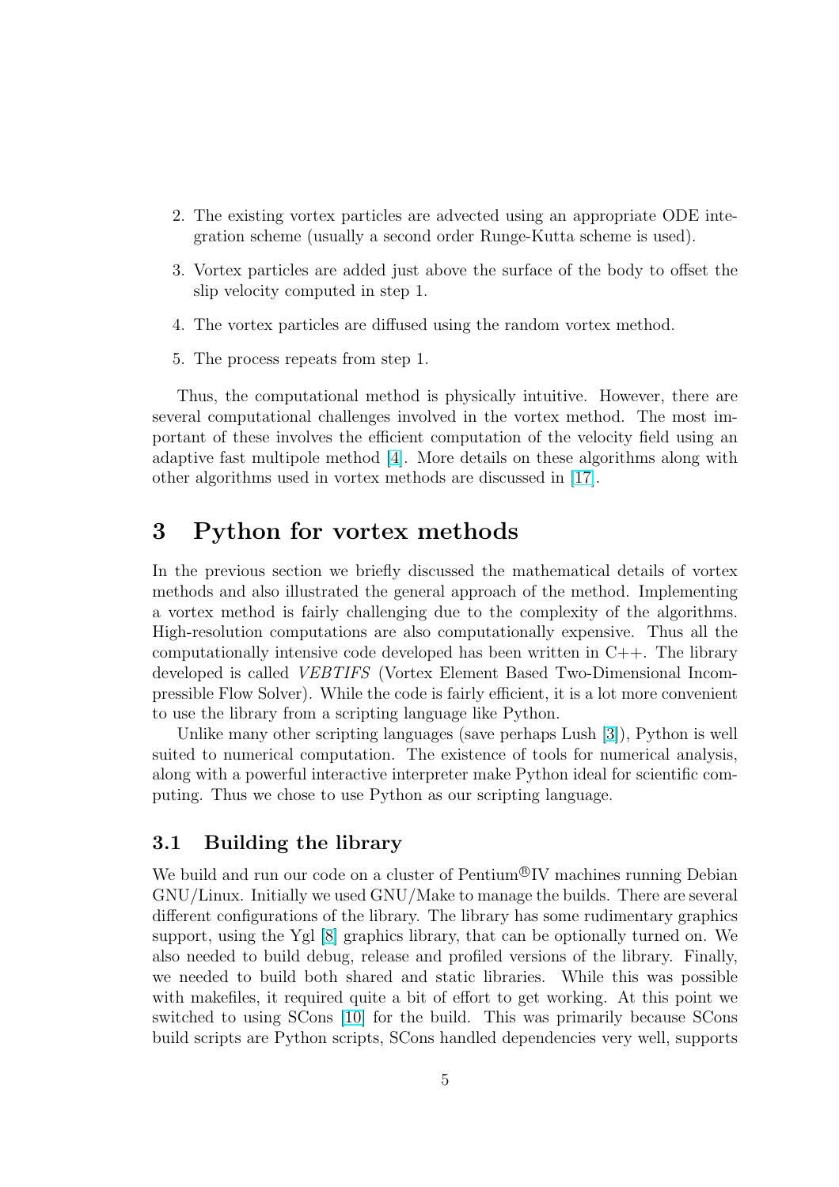2. The existing vortex particles are advected using an appropriate ODE integration scheme (usually a second order Runge-Kutta scheme is used).
3. Vortex particles are added just above the surface of the body to offset the slip velocity computed in step 1.
4. The vortex particles are diffused using the random vortex method.
5. The process repeats from step 1.

Thus, the computational method is physically intuitive. However, there are several computational challenges involved in the vortex method. The most important of these involves the efficient computation of the velocity field using an adaptive fast multipole method [4]. More details on these algorithms along with other algorithms used in vortex methods are discussed in [17].

# 3 Python for vortex methods

In the previous section we briefly discussed the mathematical details of vortex methods and also illustrated the general approach of the method. Implementing a vortex method is fairly challenging due to the complexity of the algorithms. High-resolution computations are also computationally expensive. Thus all the computationally intensive code developed has been written in C++. The library developed is called *VEBTIFS* (Vortex Element Based Two-Dimensional Incompressible Flow Solver). While the code is fairly efficient, it is a lot more convenient to use the library from a scripting language like Python.

Unlike many other scripting languages (save perhaps Lush [3]), Python is well suited to numerical computation. The existence of tools for numerical analysis, along with a powerful interactive interpreter make Python ideal for scientific computing. Thus we chose to use Python as our scripting language.

## 3.1 Building the library

We build and run our code on a cluster of Pentium®IV machines running Debian GNU/Linux. Initially we used GNU/Make to manage the builds. There are several different configurations of the library. The library has some rudimentary graphics support, using the Ygl [8] graphics library, that can be optionally turned on. We also needed to build debug, release and profiled versions of the library. Finally, we needed to build both shared and static libraries. While this was possible with makefiles, it required quite a bit of effort to get working. At this point we switched to using SCons [10] for the build. This was primarily because SCons build scripts are Python scripts, SCons handled dependencies very well, supports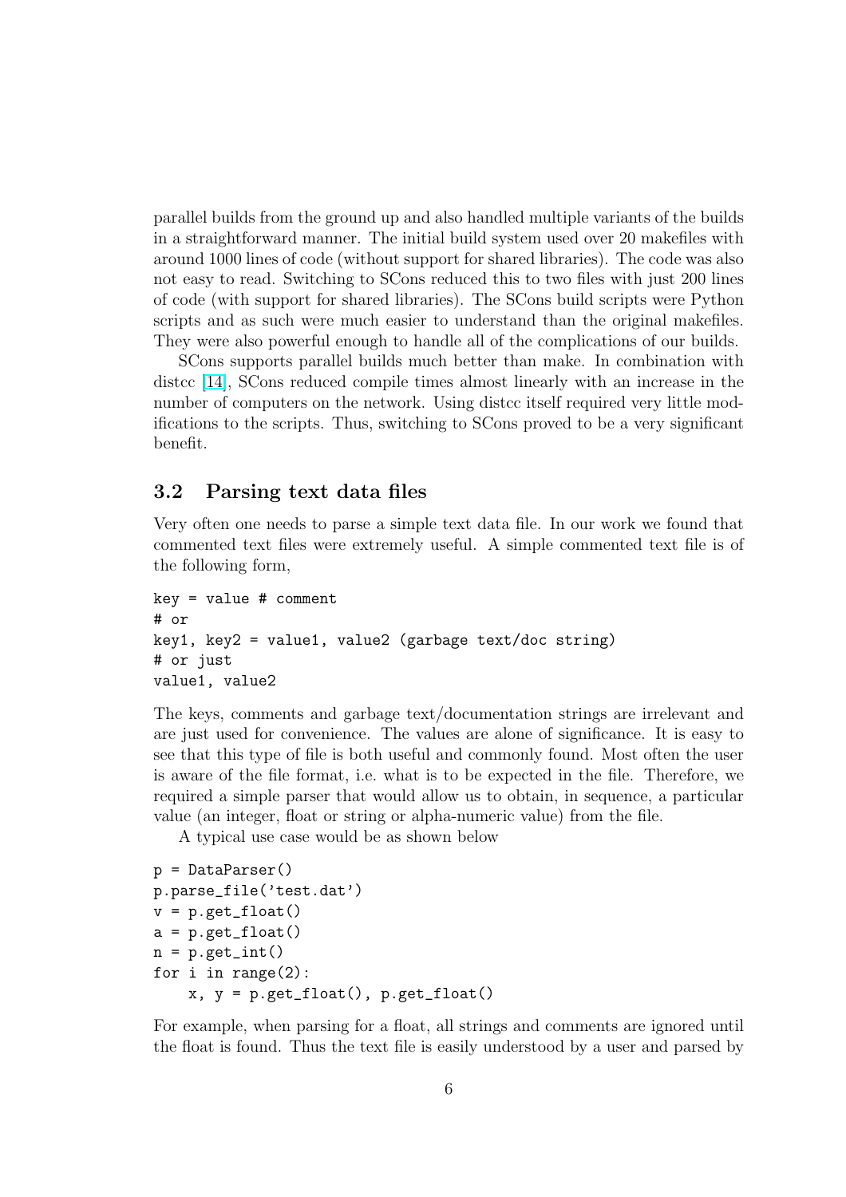parallel builds from the ground up and also handled multiple variants of the builds in a straightforward manner. The initial build system used over 20 makefiles with around 1000 lines of code (without support for shared libraries). The code was also not easy to read. Switching to SCons reduced this to two files with just 200 lines of code (with support for shared libraries). The SCons build scripts were Python scripts and as such were much easier to understand than the original makefiles. They were also powerful enough to handle all of the complications of our builds.

SCons supports parallel builds much better than make. In combination with distcc [14], SCons reduced compile times almost linearly with an increase in the number of computers on the network. Using distcc itself required very little modifications to the scripts. Thus, switching to SCons proved to be a very significant benefit.

## 3.2 Parsing text data files

Very often one needs to parse a simple text data file. In our work we found that commented text files were extremely useful. A simple commented text file is of the following form,

```
key = value # comment
# or
key1, key2 = value1, value2 (garbage text/doc string)
# or just
value1, value2
```

The keys, comments and garbage text/documentation strings are irrelevant and are just used for convenience. The values are alone of significance. It is easy to see that this type of file is both useful and commonly found. Most often the user is aware of the file format, i.e. what is to be expected in the file. Therefore, we required a simple parser that would allow us to obtain, in sequence, a particular value (an integer, float or string or alpha-numeric value) from the file.

A typical use case would be as shown below

```
p = DataParser()
p.parse_file('test.dat')
v = p.get_float()
a = p.get_float()
n = p.get_int()
for i in range(2):
    x, y = p.get_float(), p.get_float()
```

For example, when parsing for a float, all strings and comments are ignored until the float is found. Thus the text file is easily understood by a user and parsed by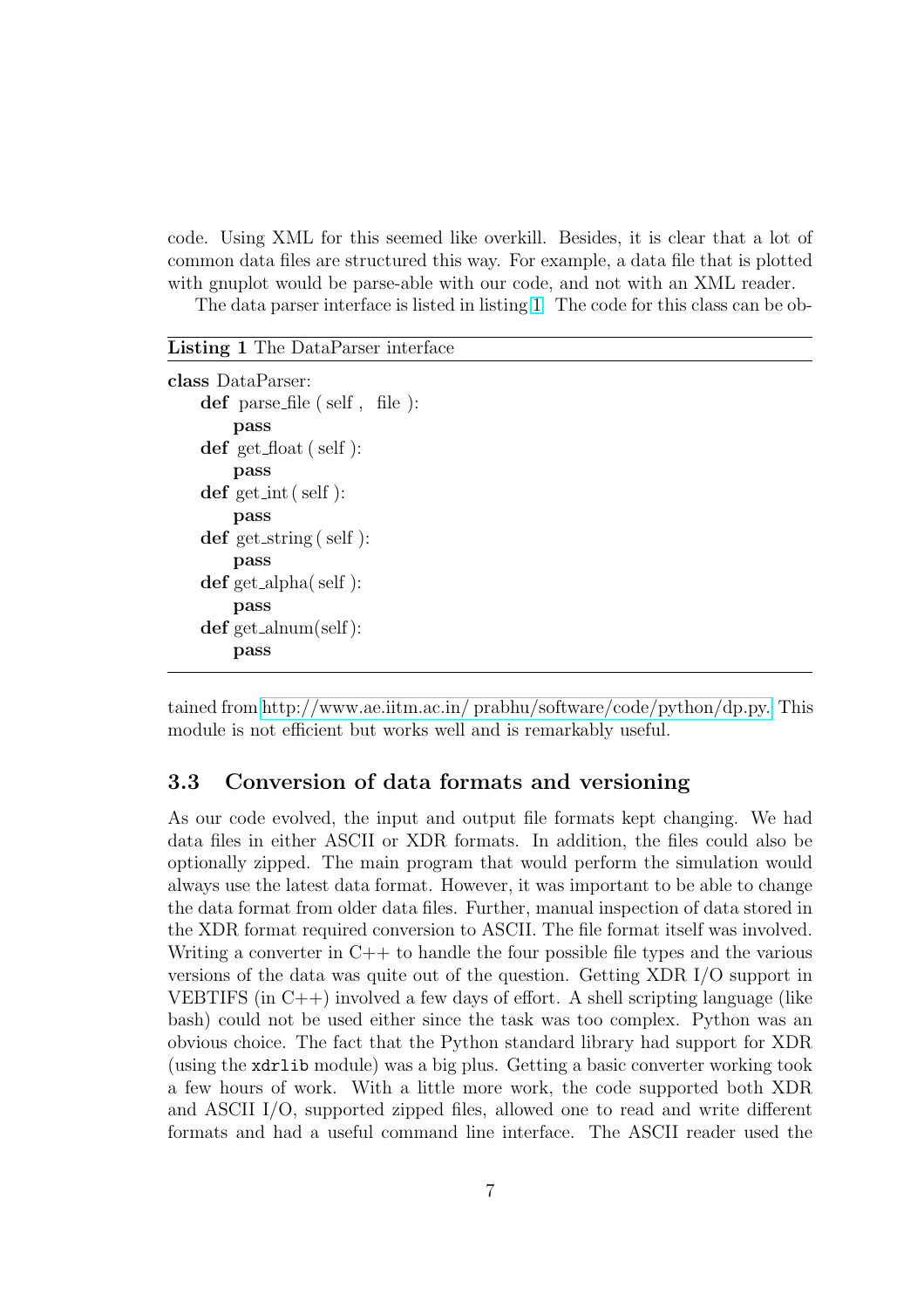code. Using XML for this seemed like overkill. Besides, it is clear that a lot of common data files are structured this way. For example, a data file that is plotted with gnuplot would be parse-able with our code, and not with an XML reader.

The data parser interface is listed in listing 1. The code for this class can be ob-

**Listing 1** The DataParser interface

```
class DataParser:
    def parse_file ( self ,  file ):
        pass
    def get_float ( self ):
        pass
    def get_int ( self ):
        pass
    def get_string ( self ):
        pass
    def get_alpha( self ):
        pass
    def get_alnum(self):
        pass
```

tained from http://www.ae.iitm.ac.in/ prabhu/software/code/python/dp.py. This module is not efficient but works well and is remarkably useful.

### 3.3 Conversion of data formats and versioning

As our code evolved, the input and output file formats kept changing. We had data files in either ASCII or XDR formats. In addition, the files could also be optionally zipped. The main program that would perform the simulation would always use the latest data format. However, it was important to be able to change the data format from older data files. Further, manual inspection of data stored in the XDR format required conversion to ASCII. The file format itself was involved. Writing a converter in C++ to handle the four possible file types and the various versions of the data was quite out of the question. Getting XDR I/O support in VEBTIFS (in C++) involved a few days of effort. A shell scripting language (like bash) could not be used either since the task was too complex. Python was an obvious choice. The fact that the Python standard library had support for XDR (using the `xdrlib` module) was a big plus. Getting a basic converter working took a few hours of work. With a little more work, the code supported both XDR and ASCII I/O, supported zipped files, allowed one to read and write different formats and had a useful command line interface. The ASCII reader used the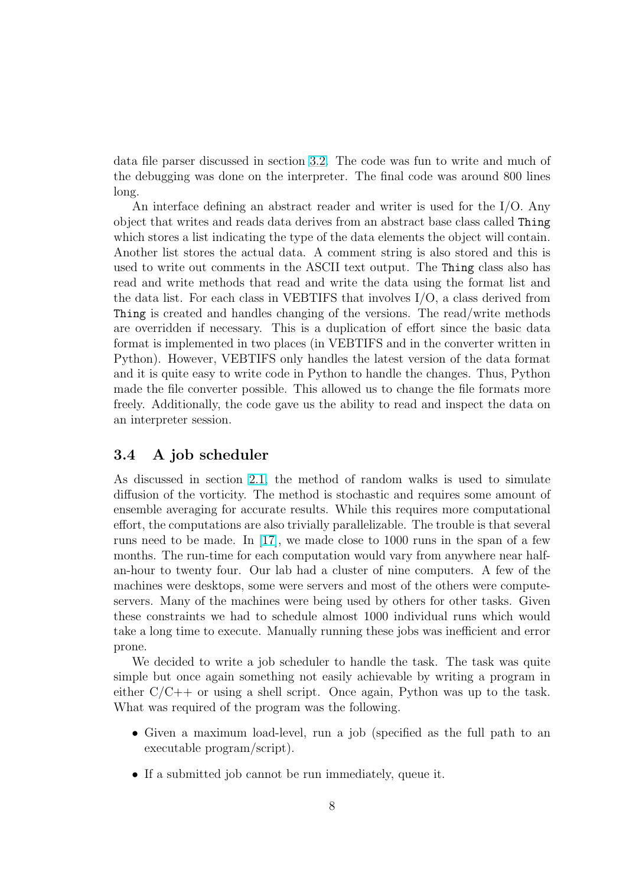data file parser discussed in section 3.2. The code was fun to write and much of the debugging was done on the interpreter. The final code was around 800 lines long.

An interface defining an abstract reader and writer is used for the I/O. Any object that writes and reads data derives from an abstract base class called `Thing` which stores a list indicating the type of the data elements the object will contain. Another list stores the actual data. A comment string is also stored and this is used to write out comments in the ASCII text output. The `Thing` class also has read and write methods that read and write the data using the format list and the data list. For each class in VEBTIFS that involves I/O, a class derived from `Thing` is created and handles changing of the versions. The read/write methods are overridden if necessary. This is a duplication of effort since the basic data format is implemented in two places (in VEBTIFS and in the converter written in Python). However, VEBTIFS only handles the latest version of the data format and it is quite easy to write code in Python to handle the changes. Thus, Python made the file converter possible. This allowed us to change the file formats more freely. Additionally, the code gave us the ability to read and inspect the data on an interpreter session.

## 3.4 A job scheduler

As discussed in section 2.1, the method of random walks is used to simulate diffusion of the vorticity. The method is stochastic and requires some amount of ensemble averaging for accurate results. While this requires more computational effort, the computations are also trivially parallelizable. The trouble is that several runs need to be made. In [17], we made close to 1000 runs in the span of a few months. The run-time for each computation would vary from anywhere near half-an-hour to twenty four. Our lab had a cluster of nine computers. A few of the machines were desktops, some were servers and most of the others were compute-servers. Many of the machines were being used by others for other tasks. Given these constraints we had to schedule almost 1000 individual runs which would take a long time to execute. Manually running these jobs was inefficient and error prone.

We decided to write a job scheduler to handle the task. The task was quite simple but once again something not easily achievable by writing a program in either C/C++ or using a shell script. Once again, Python was up to the task. What was required of the program was the following.

- Given a maximum load-level, run a job (specified as the full path to an executable program/script).
- If a submitted job cannot be run immediately, queue it.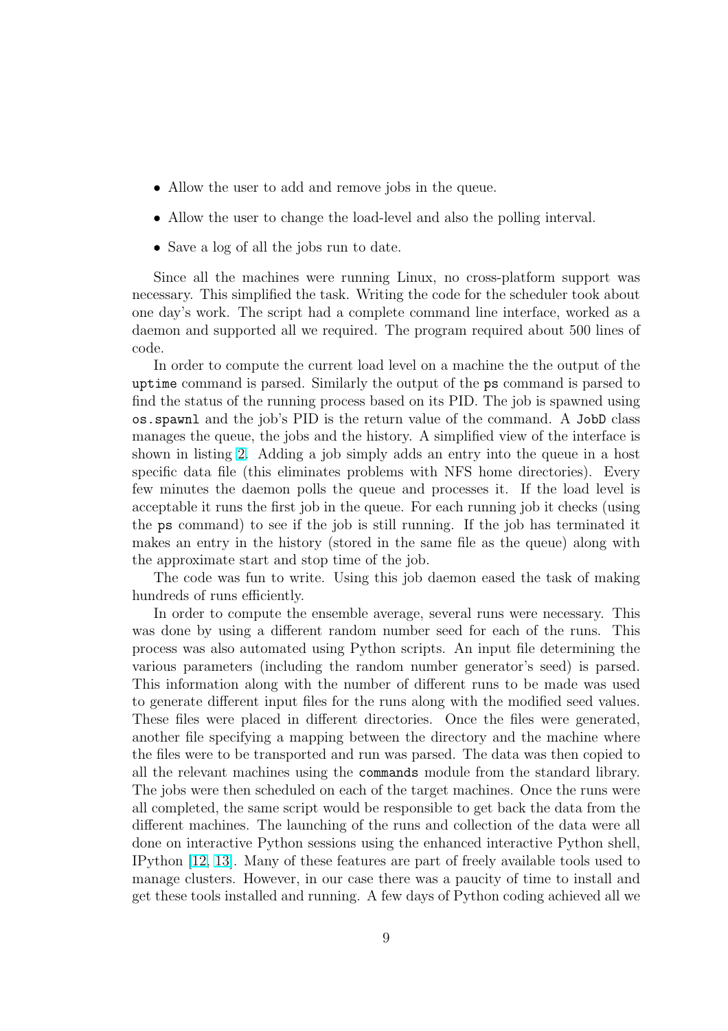- Allow the user to add and remove jobs in the queue.
- Allow the user to change the load-level and also the polling interval.
- Save a log of all the jobs run to date.

Since all the machines were running Linux, no cross-platform support was necessary. This simplified the task. Writing the code for the scheduler took about one day's work. The script had a complete command line interface, worked as a daemon and supported all we required. The program required about 500 lines of code.

In order to compute the current load level on a machine the the output of the `uptime` command is parsed. Similarly the output of the `ps` command is parsed to find the status of the running process based on its PID. The job is spawned using `os.spawnl` and the job's PID is the return value of the command. A `JobD` class manages the queue, the jobs and the history. A simplified view of the interface is shown in listing 2. Adding a job simply adds an entry into the queue in a host specific data file (this eliminates problems with NFS home directories). Every few minutes the daemon polls the queue and processes it. If the load level is acceptable it runs the first job in the queue. For each running job it checks (using the `ps` command) to see if the job is still running. If the job has terminated it makes an entry in the history (stored in the same file as the queue) along with the approximate start and stop time of the job.

The code was fun to write. Using this job daemon eased the task of making hundreds of runs efficiently.

In order to compute the ensemble average, several runs were necessary. This was done by using a different random number seed for each of the runs. This process was also automated using Python scripts. An input file determining the various parameters (including the random number generator's seed) is parsed. This information along with the number of different runs to be made was used to generate different input files for the runs along with the modified seed values. These files were placed in different directories. Once the files were generated, another file specifying a mapping between the directory and the machine where the files were to be transported and run was parsed. The data was then copied to all the relevant machines using the `commands` module from the standard library. The jobs were then scheduled on each of the target machines. Once the runs were all completed, the same script would be responsible to get back the data from the different machines. The launching of the runs and collection of the data were all done on interactive Python sessions using the enhanced interactive Python shell, IPython [12, 13]. Many of these features are part of freely available tools used to manage clusters. However, in our case there was a paucity of time to install and get these tools installed and running. A few days of Python coding achieved all we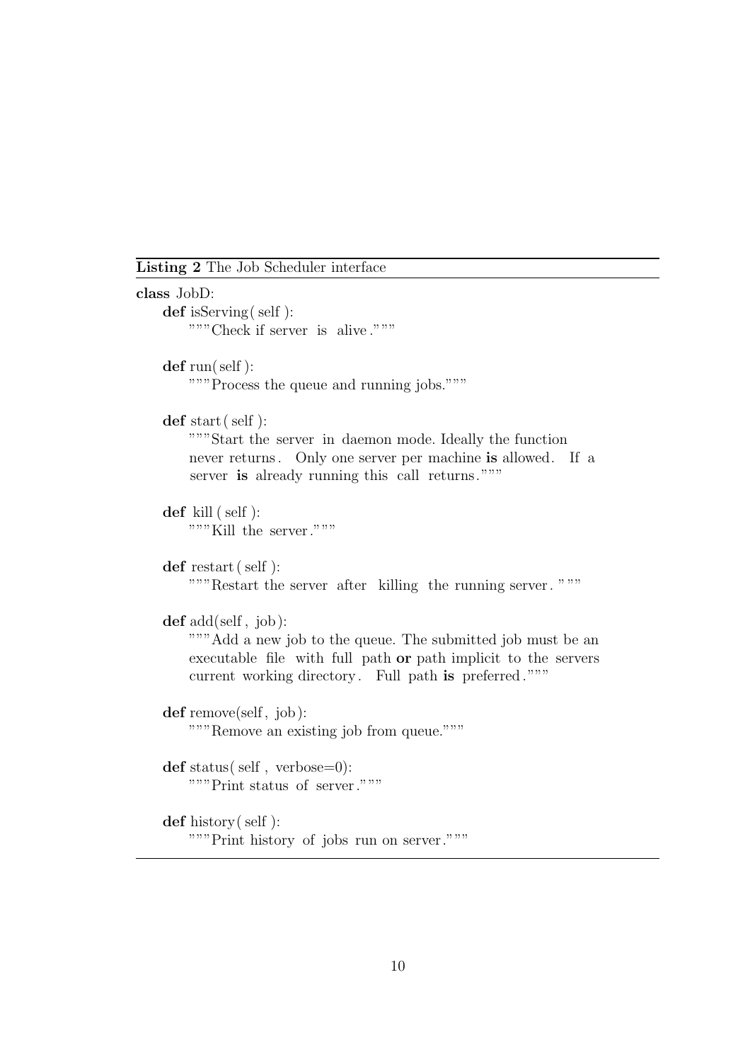**Listing 2** The Job Scheduler interface

```python
class JobD:
    def isServing(self):
        """Check if server is alive."""

    def run(self):
        """Process the queue and running jobs."""

    def start(self):
        """Start the server in daemon mode. Ideally the function
        never returns. Only one server per machine is allowed. If a
        server is already running this call returns."""

    def kill(self):
        """Kill the server."""

    def restart(self):
        """Restart the server after killing the running server. """

    def add(self, job):
        """Add a new job to the queue. The submitted job must be an
        executable file with full path or path implicit to the servers
        current working directory. Full path is preferred."""

    def remove(self, job):
        """Remove an existing job from queue."""

    def status(self, verbose=0):
        """Print status of server."""

    def history(self):
        """Print history of jobs run on server."""
```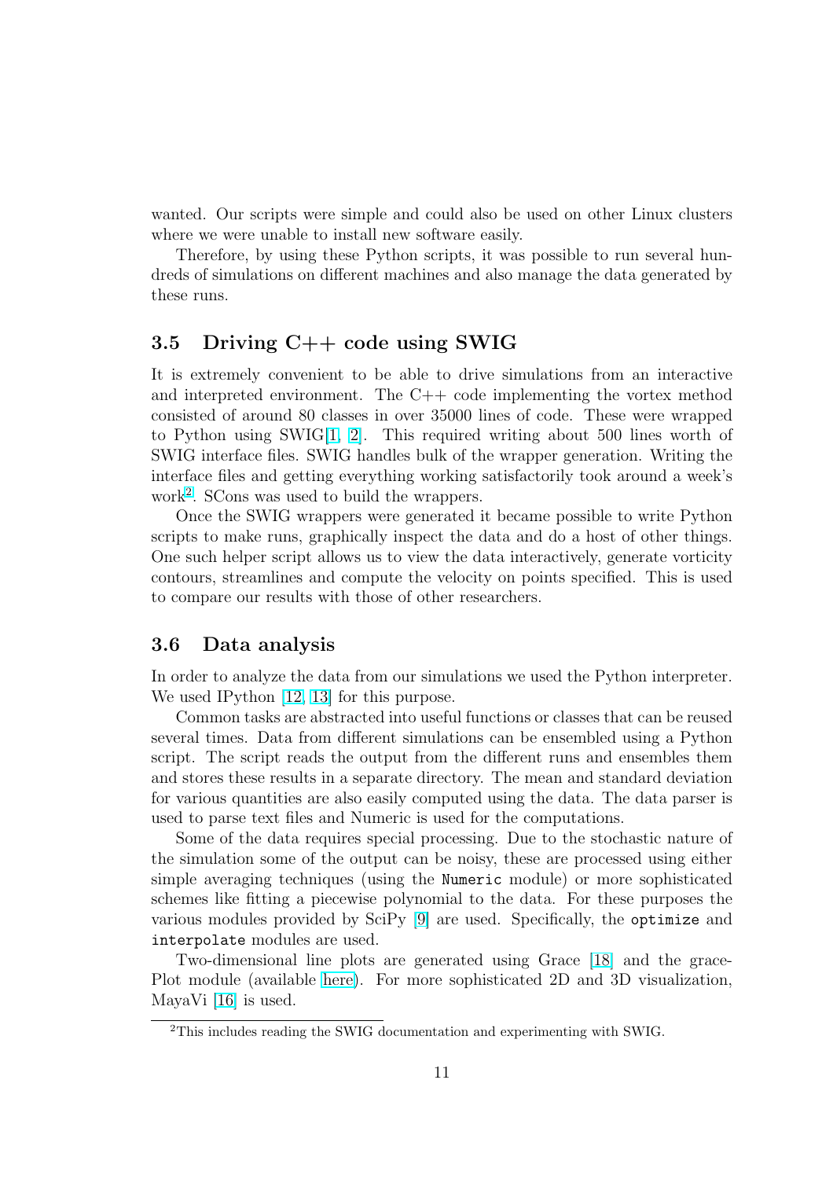wanted. Our scripts were simple and could also be used on other Linux clusters where we were unable to install new software easily.

Therefore, by using these Python scripts, it was possible to run several hundreds of simulations on different machines and also manage the data generated by these runs.

### 3.5 Driving C++ code using SWIG

It is extremely convenient to be able to drive simulations from an interactive and interpreted environment. The C++ code implementing the vortex method consisted of around 80 classes in over 35000 lines of code. These were wrapped to Python using SWIG[1, 2]. This required writing about 500 lines worth of SWIG interface files. SWIG handles bulk of the wrapper generation. Writing the interface files and getting everything working satisfactorily took around a week's work[2]. SCons was used to build the wrappers.

Once the SWIG wrappers were generated it became possible to write Python scripts to make runs, graphically inspect the data and do a host of other things. One such helper script allows us to view the data interactively, generate vorticity contours, streamlines and compute the velocity on points specified. This is used to compare our results with those of other researchers.

### 3.6 Data analysis

In order to analyze the data from our simulations we used the Python interpreter. We used IPython [12, 13] for this purpose.

Common tasks are abstracted into useful functions or classes that can be reused several times. Data from different simulations can be ensembled using a Python script. The script reads the output from the different runs and ensembles them and stores these results in a separate directory. The mean and standard deviation for various quantities are also easily computed using the data. The data parser is used to parse text files and Numeric is used for the computations.

Some of the data requires special processing. Due to the stochastic nature of the simulation some of the output can be noisy, these are processed using either simple averaging techniques (using the `Numeric` module) or more sophisticated schemes like fitting a piecewise polynomial to the data. For these purposes the various modules provided by SciPy [9] are used. Specifically, the `optimize` and `interpolate` modules are used.

Two-dimensional line plots are generated using Grace [18] and the gracePlot module (available here). For more sophisticated 2D and 3D visualization, MayaVi [16] is used.

---

[2] This includes reading the SWIG documentation and experimenting with SWIG.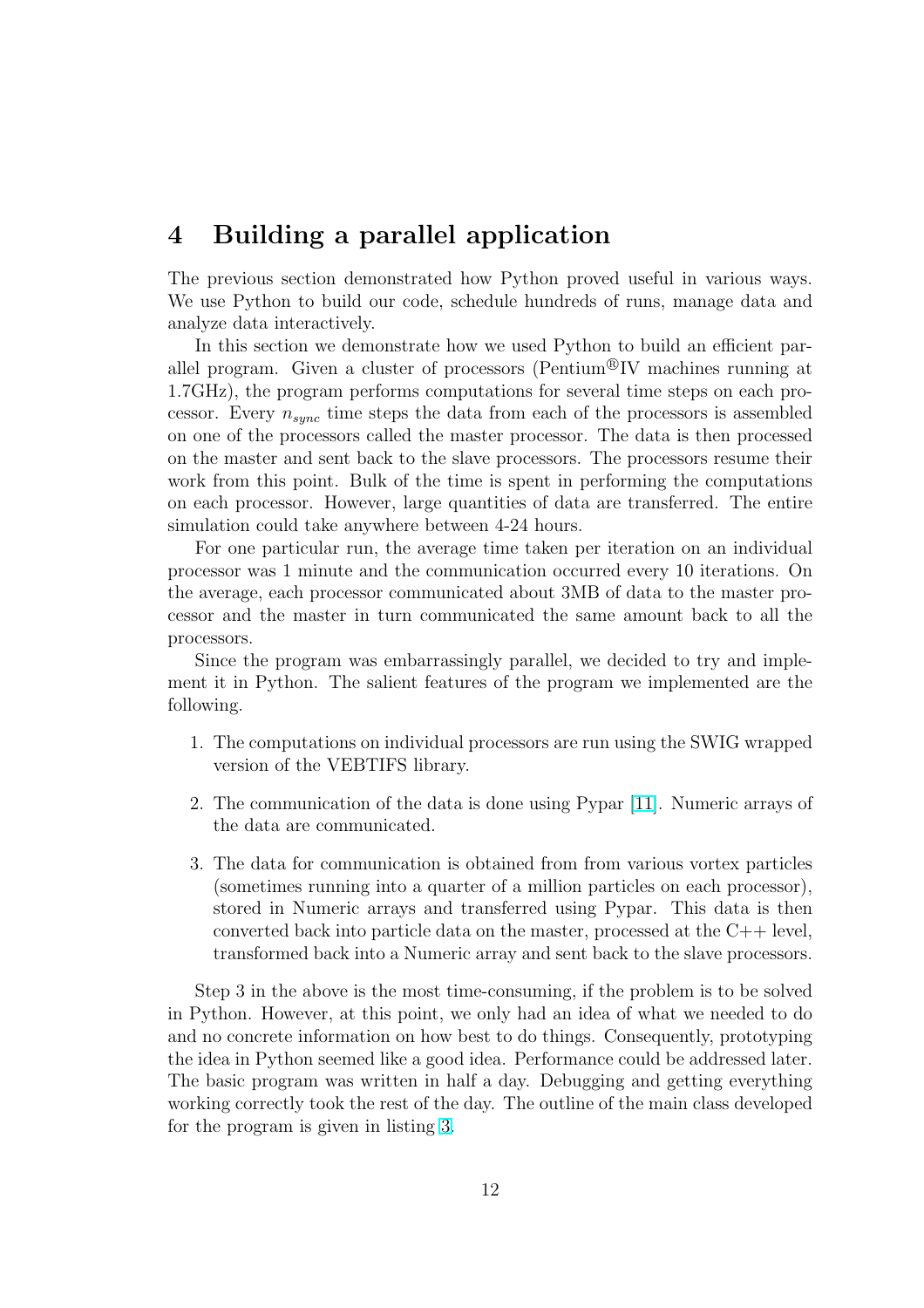# 4 Building a parallel application

The previous section demonstrated how Python proved useful in various ways. We use Python to build our code, schedule hundreds of runs, manage data and analyze data interactively.

In this section we demonstrate how we used Python to build an efficient parallel program. Given a cluster of processors (Pentium®IV machines running at 1.7GHz), the program performs computations for several time steps on each processor. Every $n_{sync}$ time steps the data from each of the processors is assembled on one of the processors called the master processor. The data is then processed on the master and sent back to the slave processors. The processors resume their work from this point. Bulk of the time is spent in performing the computations on each processor. However, large quantities of data are transferred. The entire simulation could take anywhere between 4-24 hours.

For one particular run, the average time taken per iteration on an individual processor was 1 minute and the communication occurred every 10 iterations. On the average, each processor communicated about 3MB of data to the master processor and the master in turn communicated the same amount back to all the processors.

Since the program was embarrassingly parallel, we decided to try and implement it in Python. The salient features of the program we implemented are the following.

1. The computations on individual processors are run using the SWIG wrapped version of the VEBTIFS library.
2. The communication of the data is done using Pypar [11]. Numeric arrays of the data are communicated.
3. The data for communication is obtained from from various vortex particles (sometimes running into a quarter of a million particles on each processor), stored in Numeric arrays and transferred using Pypar. This data is then converted back into particle data on the master, processed at the C++ level, transformed back into a Numeric array and sent back to the slave processors.

Step 3 in the above is the most time-consuming, if the problem is to be solved in Python. However, at this point, we only had an idea of what we needed to do and no concrete information on how best to do things. Consequently, prototyping the idea in Python seemed like a good idea. Performance could be addressed later. The basic program was written in half a day. Debugging and getting everything working correctly took the rest of the day. The outline of the main class developed for the program is given in listing 3.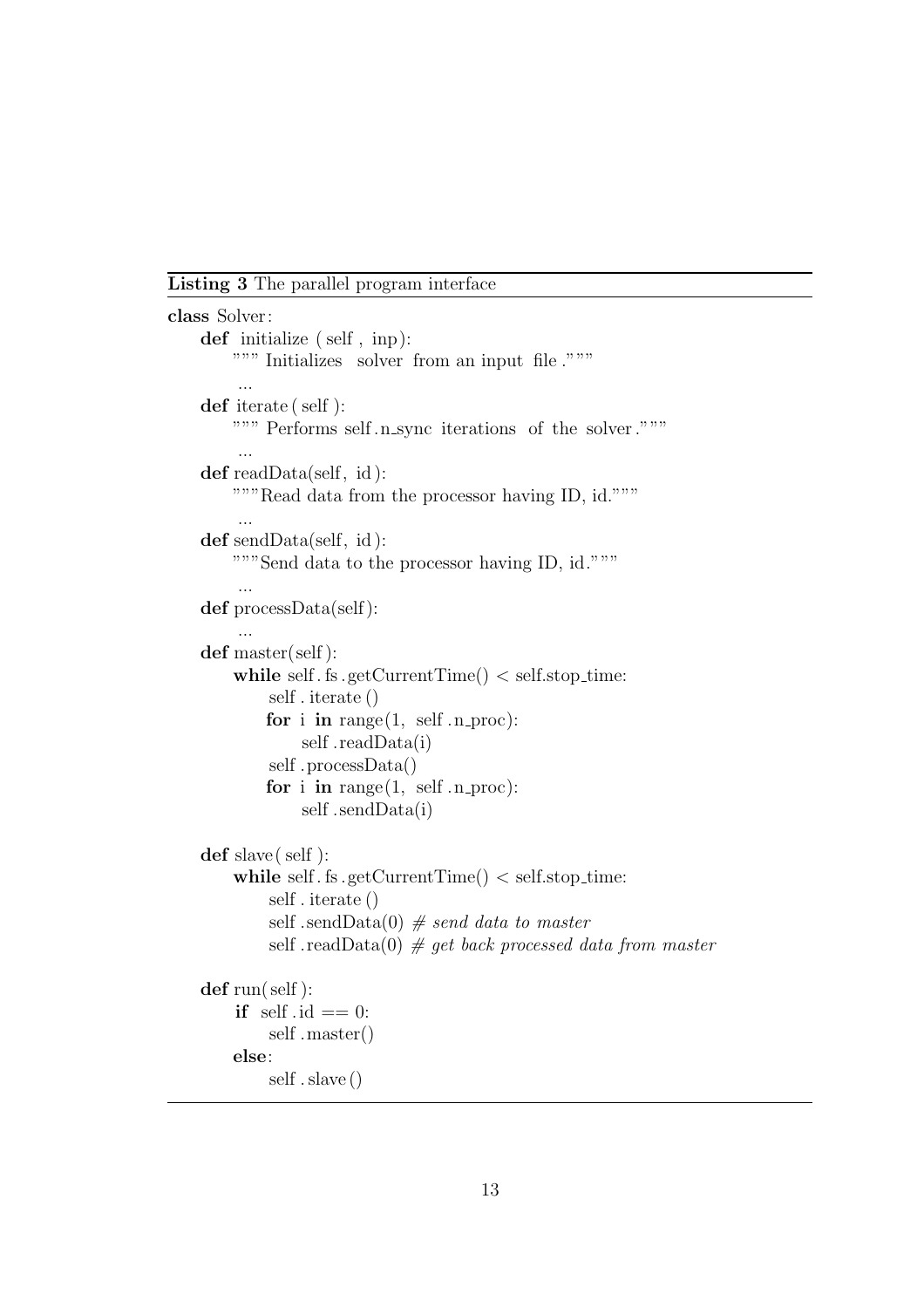**Listing 3** The parallel program interface

```python
class Solver:
    def initialize (self, inp):
        """ Initializes solver from an input file."""
        ...
    def iterate(self):
        """ Performs self.n_sync iterations of the solver."""
        ...
    def readData(self, id):
        """Read data from the processor having ID, id."""
        ...
    def sendData(self, id):
        """Send data to the processor having ID, id."""
        ...
    def processData(self):
        ...
    def master(self):
        while self.fs.getCurrentTime() < self.stop_time:
            self.iterate()
            for i in range(1, self.n_proc):
                self.readData(i)
            self.processData()
            for i in range(1, self.n_proc):
                self.sendData(i)

    def slave(self):
        while self.fs.getCurrentTime() < self.stop_time:
            self.iterate()
            self.sendData(0) # send data to master
            self.readData(0) # get back processed data from master

    def run(self):
        if self.id == 0:
            self.master()
        else:
            self.slave()
```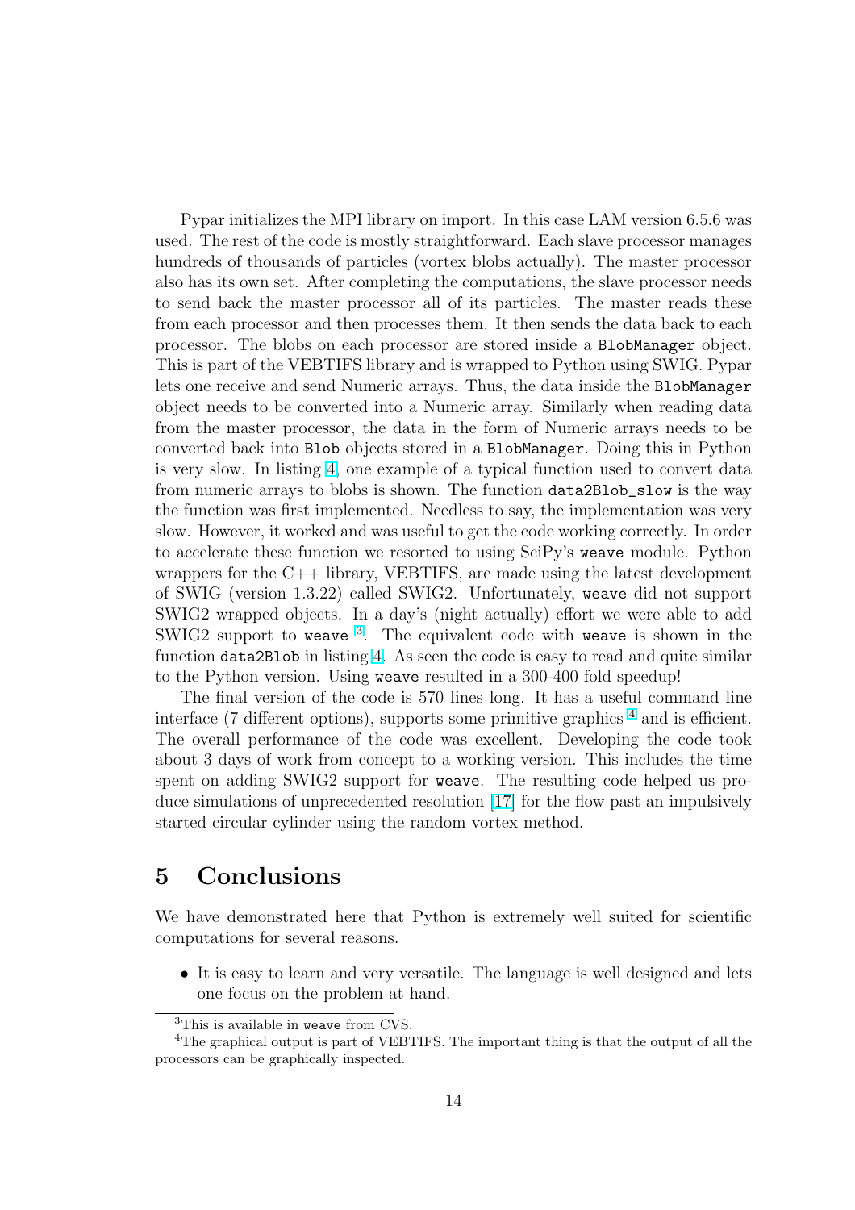Pypar initializes the MPI library on import. In this case LAM version 6.5.6 was used. The rest of the code is mostly straightforward. Each slave processor manages hundreds of thousands of particles (vortex blobs actually). The master processor also has its own set. After completing the computations, the slave processor needs to send back the master processor all of its particles. The master reads these from each processor and then processes them. It then sends the data back to each processor. The blobs on each processor are stored inside a `BlobManager` object. This is part of the VEBTIFS library and is wrapped to Python using SWIG. Pypar lets one receive and send Numeric arrays. Thus, the data inside the `BlobManager` object needs to be converted into a Numeric array. Similarly when reading data from the master processor, the data in the form of Numeric arrays needs to be converted back into `Blob` objects stored in a `BlobManager`. Doing this in Python is very slow. In listing 4, one example of a typical function used to convert data from numeric arrays to blobs is shown. The function `data2Blob_slow` is the way the function was first implemented. Needless to say, the implementation was very slow. However, it worked and was useful to get the code working correctly. In order to accelerate these function we resorted to using SciPy's `weave` module. Python wrappers for the C++ library, VEBTIFS, are made using the latest development of SWIG (version 1.3.22) called SWIG2. Unfortunately, `weave` did not support SWIG2 wrapped objects. In a day's (night actually) effort we were able to add SWIG2 support to `weave` [3]. The equivalent code with `weave` is shown in the function `data2Blob` in listing 4. As seen the code is easy to read and quite similar to the Python version. Using `weave` resulted in a 300-400 fold speedup!

The final version of the code is 570 lines long. It has a useful command line interface (7 different options), supports some primitive graphics [4] and is efficient. The overall performance of the code was excellent. Developing the code took about 3 days of work from concept to a working version. This includes the time spent on adding SWIG2 support for `weave`. The resulting code helped us produce simulations of unprecedented resolution [17] for the flow past an impulsively started circular cylinder using the random vortex method.

## 5 Conclusions

We have demonstrated here that Python is extremely well suited for scientific computations for several reasons.

- It is easy to learn and very versatile. The language is well designed and lets one focus on the problem at hand.

[3] This is available in `weave` from CVS.

[4] The graphical output is part of VEBTIFS. The important thing is that the output of all the processors can be graphically inspected.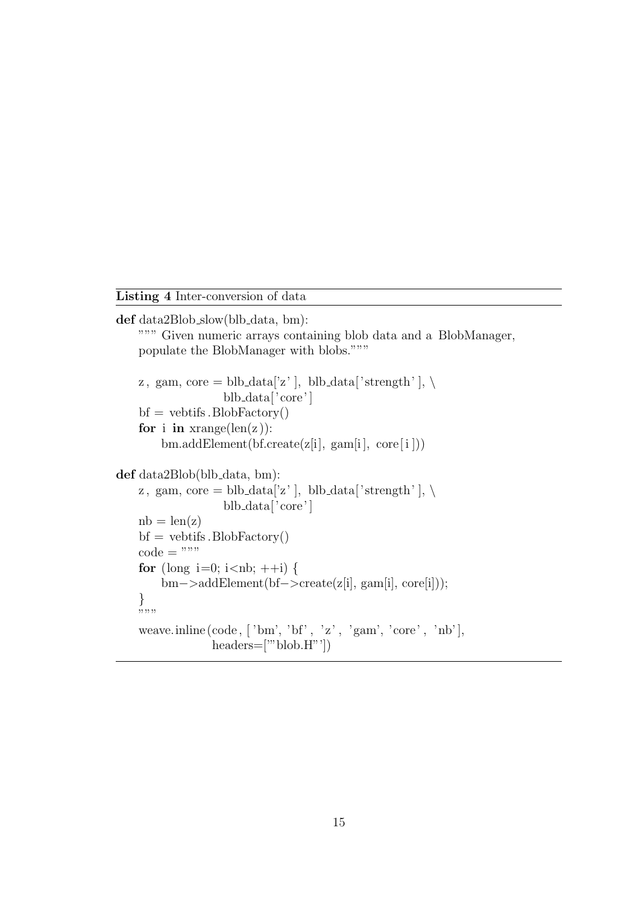**Listing 4** Inter-conversion of data

```python
def data2Blob_slow(blb_data, bm):
    """ Given numeric arrays containing blob data and a BlobManager,
    populate the BlobManager with blobs."""

    z, gam, core = blb_data['z'], blb_data['strength'], \
                   blb_data['core']
    bf = vebtifs.BlobFactory()
    for i in xrange(len(z)):
        bm.addElement(bf.create(z[i], gam[i], core[i]))

def data2Blob(blb_data, bm):
    z, gam, core = blb_data['z'], blb_data['strength'], \
                   blb_data['core']
    nb = len(z)
    bf = vebtifs.BlobFactory()
    code = """
    for (long i=0; i<nb; ++i) {
        bm->addElement(bf->create(z[i], gam[i], core[i]));
    }
    """
    weave.inline(code, ['bm', 'bf', 'z', 'gam', 'core', 'nb'],
                 headers=['"blob.H"'])
```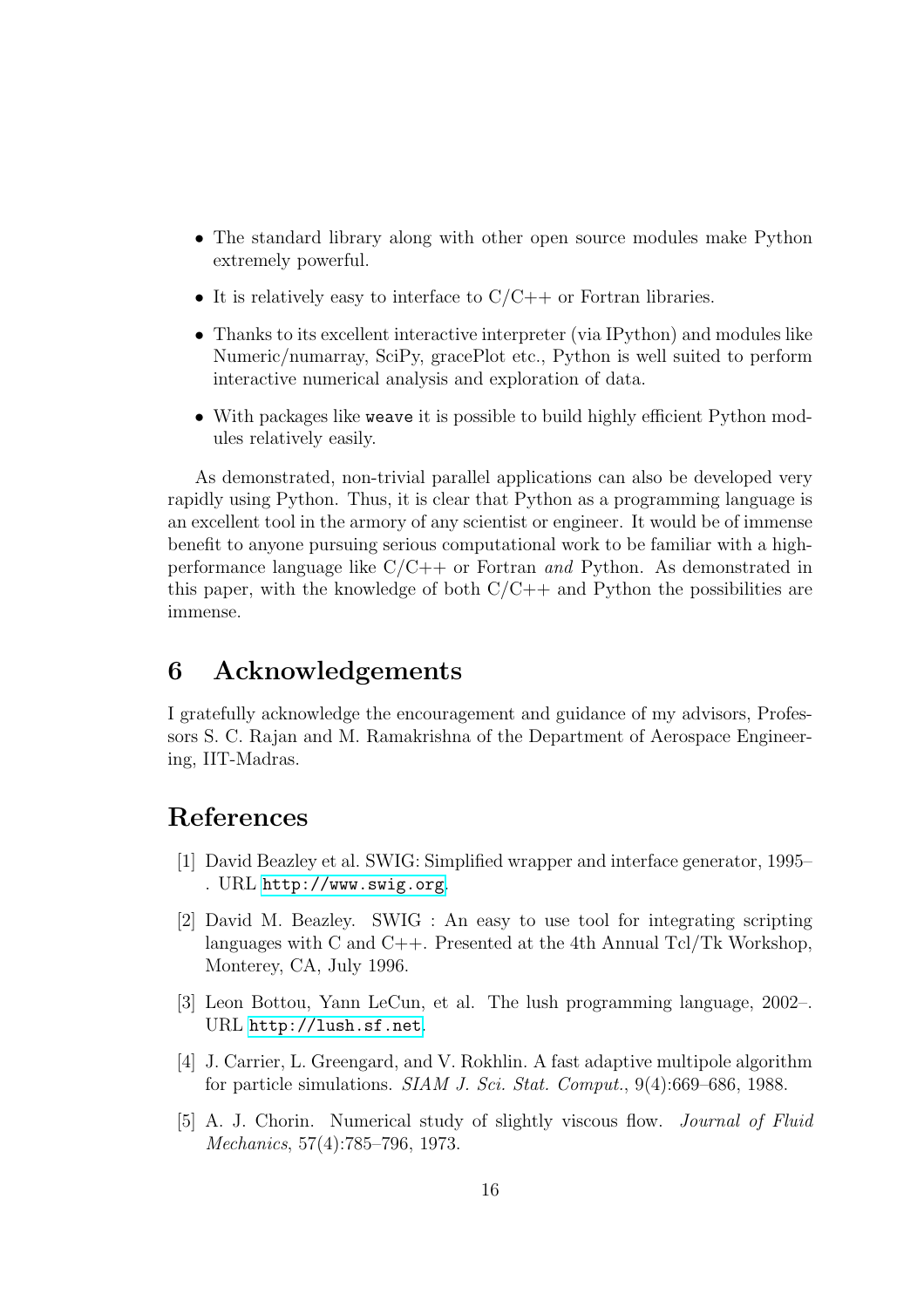- The standard library along with other open source modules make Python extremely powerful.
- It is relatively easy to interface to C/C++ or Fortran libraries.
- Thanks to its excellent interactive interpreter (via IPython) and modules like Numeric/numarray, SciPy, gracePlot etc., Python is well suited to perform interactive numerical analysis and exploration of data.
- With packages like `weave` it is possible to build highly efficient Python modules relatively easily.

As demonstrated, non-trivial parallel applications can also be developed very rapidly using Python. Thus, it is clear that Python as a programming language is an excellent tool in the armory of any scientist or engineer. It would be of immense benefit to anyone pursuing serious computational work to be familiar with a high-performance language like C/C++ or Fortran *and* Python. As demonstrated in this paper, with the knowledge of both C/C++ and Python the possibilities are immense.

# 6 Acknowledgements

I gratefully acknowledge the encouragement and guidance of my advisors, Professors S. C. Rajan and M. Ramakrishna of the Department of Aerospace Engineering, IIT-Madras.

# References

[1] David Beazley et al. SWIG: Simplified wrapper and interface generator, 1995– . URL `http://www.swig.org`.

[2] David M. Beazley. SWIG : An easy to use tool for integrating scripting languages with C and C++. Presented at the 4th Annual Tcl/Tk Workshop, Monterey, CA, July 1996.

[3] Leon Bottou, Yann LeCun, et al. The lush programming language, 2002–. URL `http://lush.sf.net`.

[4] J. Carrier, L. Greengard, and V. Rokhlin. A fast adaptive multipole algorithm for particle simulations. *SIAM J. Sci. Stat. Comput.*, 9(4):669–686, 1988.

[5] A. J. Chorin. Numerical study of slightly viscous flow. *Journal of Fluid Mechanics*, 57(4):785–796, 1973.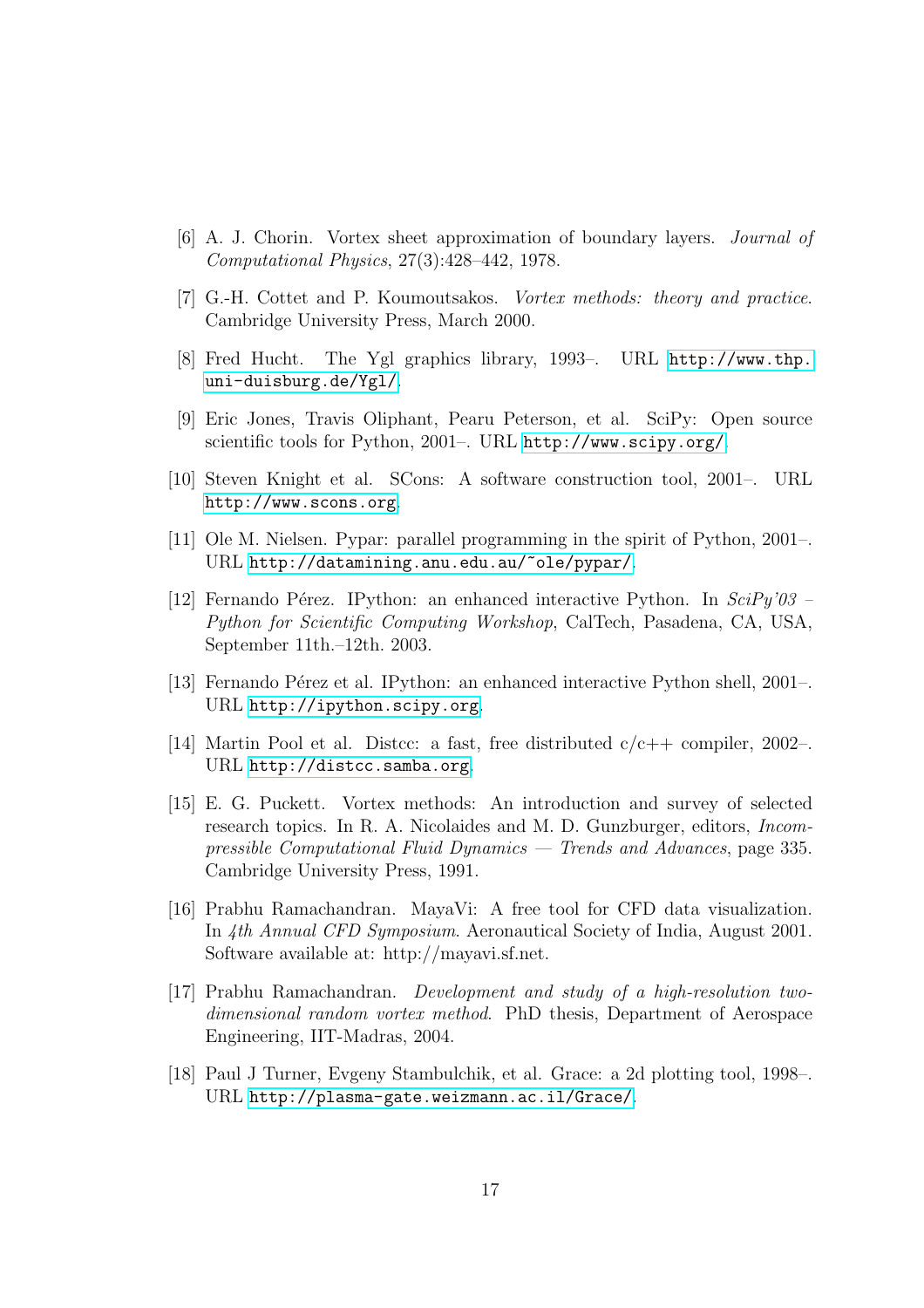[6] A. J. Chorin. Vortex sheet approximation of boundary layers. *Journal of Computational Physics*, 27(3):428–442, 1978.

[7] G.-H. Cottet and P. Koumoutsakos. *Vortex methods: theory and practice*. Cambridge University Press, March 2000.

[8] Fred Hucht. The Ygl graphics library, 1993–. URL `http://www.thp.uni-duisburg.de/Ygl/`.

[9] Eric Jones, Travis Oliphant, Pearu Peterson, et al. SciPy: Open source scientific tools for Python, 2001–. URL `http://www.scipy.org/`.

[10] Steven Knight et al. SCons: A software construction tool, 2001–. URL `http://www.scons.org`.

[11] Ole M. Nielsen. Pypar: parallel programming in the spirit of Python, 2001–. URL `http://datamining.anu.edu.au/~ole/pypar/`.

[12] Fernando Pérez. IPython: an enhanced interactive Python. In *SciPy'03 – Python for Scientific Computing Workshop*, CalTech, Pasadena, CA, USA, September 11th.–12th. 2003.

[13] Fernando Pérez et al. IPython: an enhanced interactive Python shell, 2001–. URL `http://ipython.scipy.org`.

[14] Martin Pool et al. Distcc: a fast, free distributed c/c++ compiler, 2002–. URL `http://distcc.samba.org`.

[15] E. G. Puckett. Vortex methods: An introduction and survey of selected research topics. In R. A. Nicolaides and M. D. Gunzburger, editors, *Incompressible Computational Fluid Dynamics — Trends and Advances*, page 335. Cambridge University Press, 1991.

[16] Prabhu Ramachandran. MayaVi: A free tool for CFD data visualization. In *4th Annual CFD Symposium*. Aeronautical Society of India, August 2001. Software available at: http://mayavi.sf.net.

[17] Prabhu Ramachandran. *Development and study of a high-resolution two-dimensional random vortex method*. PhD thesis, Department of Aerospace Engineering, IIT-Madras, 2004.

[18] Paul J Turner, Evgeny Stambulchik, et al. Grace: a 2d plotting tool, 1998–. URL `http://plasma-gate.weizmann.ac.il/Grace/`.